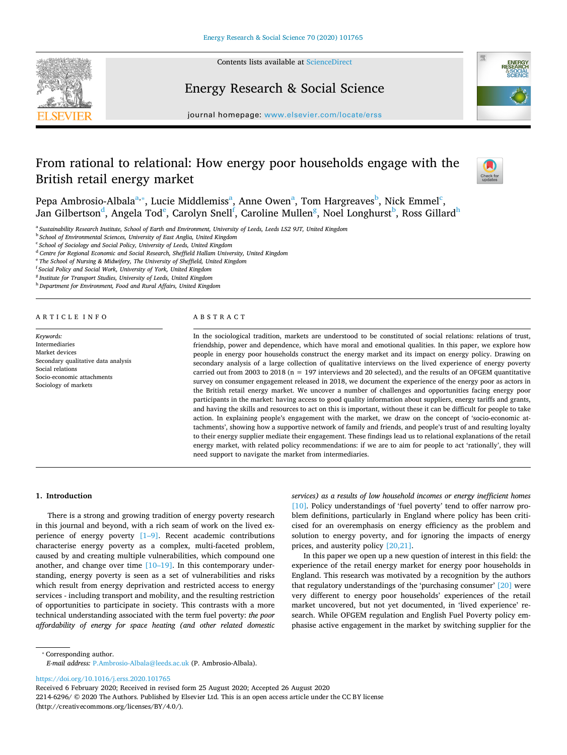# From rational to relational: How energy poor households engage with the British retail energy market

Pepa Ambrosio-Albala[a,*], Lucie Middlemiss[a], Anne Owen[a], Tom Hargreaves[b], Nick Emmel[c], Jan Gilbertson[d], Angela Tod[e], Carolyn Snell[f], Caroline Mullen[g], Noel Longhurst[b], Ross Gillard[h]

[a] Sustainability Research Institute, School of Earth and Environment, University of Leeds, Leeds LS2 9JT, United Kingdom
[b] School of Environmental Sciences, University of East Anglia, United Kingdom
[c] School of Sociology and Social Policy, University of Leeds, United Kingdom
[d] Centre for Regional Economic and Social Research, Sheffield Hallam University, United Kingdom
[e] The School of Nursing & Midwifery, The University of Sheffield, United Kingdom
[f] Social Policy and Social Work, University of York, United Kingdom
[g] Institute for Transport Studies, University of Leeds, United Kingdom
[h] Department for Environment, Food and Rural Affairs, United Kingdom

## ARTICLE INFO

*Keywords:*
Intermediaries
Market devices
Secondary qualitative data analysis
Social relations
Socio-economic attachments
Sociology of markets

## ABSTRACT

In the sociological tradition, markets are understood to be constituted of social relations: relations of trust, friendship, power and dependence, which have moral and emotional qualities. In this paper, we explore how people in energy poor households construct the energy market and its impact on energy policy. Drawing on secondary analysis of a large collection of qualitative interviews on the lived experience of energy poverty carried out from 2003 to 2018 (n = 197 interviews and 20 selected), and the results of an OFGEM quantitative survey on consumer engagement released in 2018, we document the experience of the energy poor as actors in the British retail energy market. We uncover a number of challenges and opportunities facing energy poor participants in the market: having access to good quality information about suppliers, energy tariffs and grants, and having the skills and resources to act on this is important, without these it can be difficult for people to take action. In explaining people's engagement with the market, we draw on the concept of 'socio-economic attachments', showing how a supportive network of family and friends, and people's trust of and resulting loyalty to their energy supplier mediate their engagement. These findings lead us to relational explanations of the retail energy market, with related policy recommendations: if we are to aim for people to act 'rationally', they will need support to navigate the market from intermediaries.

## 1. Introduction

There is a strong and growing tradition of energy poverty research in this journal and beyond, with a rich seam of work on the lived experience of energy poverty [1–9]. Recent academic contributions characterise energy poverty as a complex, multi-faceted problem, caused by and creating multiple vulnerabilities, which compound one another, and change over time [10–19]. In this contemporary understanding, energy poverty is seen as a set of vulnerabilities and risks which result from energy deprivation and restricted access to energy services - including transport and mobility, and the resulting restriction of opportunities to participate in society. This contrasts with a more technical understanding associated with the term fuel poverty: *the poor affordability of energy for space heating (and other related domestic services) as a results of low household incomes or energy inefficient homes* [10]. Policy understandings of 'fuel poverty' tend to offer narrow problem definitions, particularly in England where policy has been criticised for an overemphasis on energy efficiency as the problem and solution to energy poverty, and for ignoring the impacts of energy prices, and austerity policy [20,21].

In this paper we open up a new question of interest in this field: the experience of the retail energy market for energy poor households in England. This research was motivated by a recognition by the authors that regulatory understandings of the 'purchasing consumer' [20] were very different to energy poor households' experiences of the retail market uncovered, but not yet documented, in 'lived experience' research. While OFGEM regulation and English Fuel Poverty policy emphasise active engagement in the market by switching supplier for the

* Corresponding author.
*E-mail address:* P.Ambrosio-Albala@leeds.ac.uk (P. Ambrosio-Albala).

https://doi.org/10.1016/j.erss.2020.101765
Received 6 February 2020; Received in revised form 25 August 2020; Accepted 26 August 2020
2214-6296/ © 2020 The Authors. Published by Elsevier Ltd. This is an open access article under the CC BY license (http://creativecommons.org/licenses/BY/4.0/).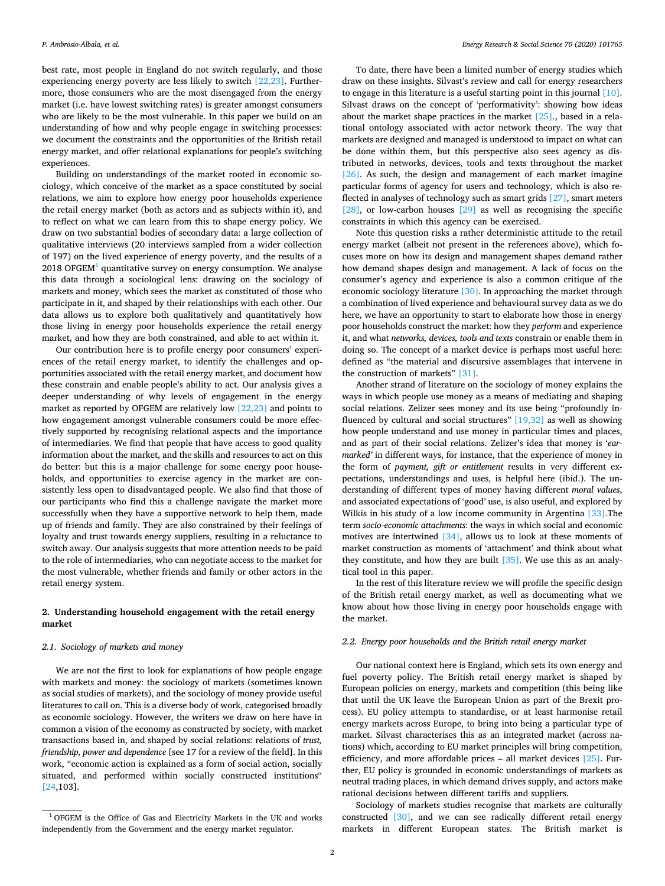best rate, most people in England do not switch regularly, and those experiencing energy poverty are less likely to switch [22,23]. Furthermore, those consumers who are the most disengaged from the energy market (i.e. have lowest switching rates) is greater amongst consumers who are likely to be the most vulnerable. In this paper we build on an understanding of how and why people engage in switching processes: we document the constraints and the opportunities of the British retail energy market, and offer relational explanations for people's switching experiences.

Building on understandings of the market rooted in economic sociology, which conceive of the market as a space constituted by social relations, we aim to explore how energy poor households experience the retail energy market (both as actors and as subjects within it), and to reflect on what we can learn from this to shape energy policy. We draw on two substantial bodies of secondary data: a large collection of qualitative interviews (20 interviews sampled from a wider collection of 197) on the lived experience of energy poverty, and the results of a 2018 OFGEM[1] quantitative survey on energy consumption. We analyse this data through a sociological lens: drawing on the sociology of markets and money, which sees the market as constituted of those who participate in it, and shaped by their relationships with each other. Our data allows us to explore both qualitatively and quantitatively how those living in energy poor households experience the retail energy market, and how they are both constrained, and able to act within it.

Our contribution here is to profile energy poor consumers' experiences of the retail energy market, to identify the challenges and opportunities associated with the retail energy market, and document how these constrain and enable people's ability to act. Our analysis gives a deeper understanding of why levels of engagement in the energy market as reported by OFGEM are relatively low [22,23] and points to how engagement amongst vulnerable consumers could be more effectively supported by recognising relational aspects and the importance of intermediaries. We find that people that have access to good quality information about the market, and the skills and resources to act on this do better: but this is a major challenge for some energy poor households, and opportunities to exercise agency in the market are consistently less open to disadvantaged people. We also find that those of our participants who find this a challenge navigate the market more successfully when they have a supportive network to help them, made up of friends and family. They are also constrained by their feelings of loyalty and trust towards energy suppliers, resulting in a reluctance to switch away. Our analysis suggests that more attention needs to be paid to the role of intermediaries, who can negotiate access to the market for the most vulnerable, whether friends and family or other actors in the retail energy system.

## 2. Understanding household engagement with the retail energy market

### 2.1. Sociology of markets and money

We are not the first to look for explanations of how people engage with markets and money: the sociology of markets (sometimes known as social studies of markets), and the sociology of money provide useful literatures to call on. This is a diverse body of work, categorised broadly as economic sociology. However, the writers we draw on here have in common a vision of the economy as constructed by society, with market transactions based in, and shaped by social relations: relations of *trust, friendship, power and dependence* [see 17 for a review of the field]. In this work, "economic action is explained as a form of social action, socially situated, and performed within socially constructed institutions" [24,103].

To date, there have been a limited number of energy studies which draw on these insights. Silvast's review and call for energy researchers to engage in this literature is a useful starting point in this journal [10]. Silvast draws on the concept of 'performativity': showing how ideas about the market shape practices in the market [25]., based in a relational ontology associated with actor network theory. The way that markets are designed and managed is understood to impact on what can be done within them, but this perspective also sees agency as distributed in networks, devices, tools and texts throughout the market [26]. As such, the design and management of each market imagine particular forms of agency for users and technology, which is also reflected in analyses of technology such as smart grids [27], smart meters [28], or low-carbon houses [29] as well as recognising the specific constraints in which this agency can be exercised.

Note this question risks a rather deterministic attitude to the retail energy market (albeit not present in the references above), which focuses more on how its design and management shapes demand rather how demand shapes design and management. A lack of focus on the consumer's agency and experience is also a common critique of the economic sociology literature [30]. In approaching the market through a combination of lived experience and behavioural survey data as we do here, we have an opportunity to start to elaborate how those in energy poor households construct the market: how they *perform* and experience it, and what *networks, devices, tools and texts* constrain or enable them in doing so. The concept of a market device is perhaps most useful here: defined as "the material and discursive assemblages that intervene in the construction of markets" [31].

Another strand of literature on the sociology of money explains the ways in which people use money as a means of mediating and shaping social relations. Zelizer sees money and its use being "profoundly influenced by cultural and social structures" [19,32] as well as showing how people understand and use money in particular times and places, and as part of their social relations. Zelizer's idea that money is '*earmarked*' in different ways, for instance, that the experience of money in the form of *payment, gift or entitlement* results in very different expectations, understandings and uses, is helpful here (ibid.). The understanding of different types of money having different *moral values*, and associated expectations of 'good' use, is also useful, and explored by Wilkis in his study of a low income community in Argentina [33].The term *socio-economic attachments*: the ways in which social and economic motives are intertwined [34], allows us to look at these moments of market construction as moments of 'attachment' and think about what they constitute, and how they are built [35]. We use this as an analytical tool in this paper.

In the rest of this literature review we will profile the specific design of the British retail energy market, as well as documenting what we know about how those living in energy poor households engage with the market.

### 2.2. Energy poor households and the British retail energy market

Our national context here is England, which sets its own energy and fuel poverty policy. The British retail energy market is shaped by European policies on energy, markets and competition (this being like that until the UK leave the European Union as part of the Brexit process). EU policy attempts to standardise, or at least harmonise retail energy markets across Europe, to bring into being a particular type of market. Silvast characterises this as an integrated market (across nations) which, according to EU market principles will bring competition, efficiency, and more affordable prices – all market devices [25]. Further, EU policy is grounded in economic understandings of markets as neutral trading places, in which demand drives supply, and actors make rational decisions between different tariffs and suppliers.

Sociology of markets studies recognise that markets are culturally constructed [30], and we can see radically different retail energy markets in different European states. The British market is

[1] OFGEM is the Office of Gas and Electricity Markets in the UK and works independently from the Government and the energy market regulator.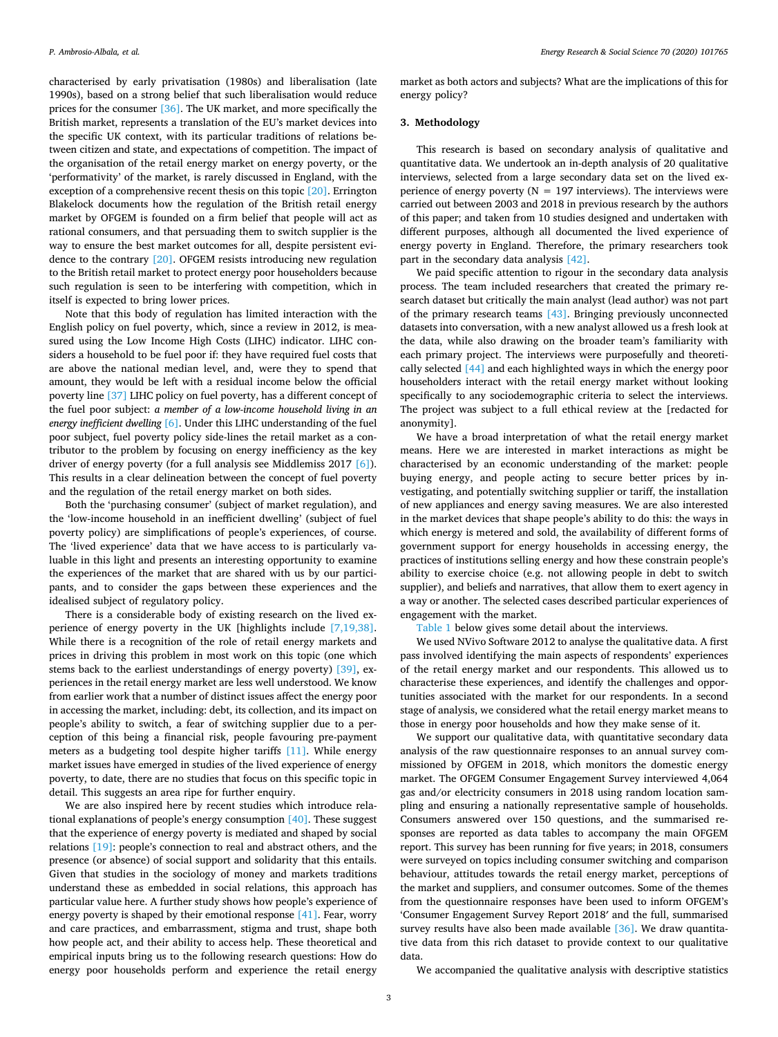characterised by early privatisation (1980s) and liberalisation (late 1990s), based on a strong belief that such liberalisation would reduce prices for the consumer [36]. The UK market, and more specifically the British market, represents a translation of the EU's market devices into the specific UK context, with its particular traditions of relations between citizen and state, and expectations of competition. The impact of the organisation of the retail energy market on energy poverty, or the 'performativity' of the market, is rarely discussed in England, with the exception of a comprehensive recent thesis on this topic [20]. Errington Blakelock documents how the regulation of the British retail energy market by OFGEM is founded on a firm belief that people will act as rational consumers, and that persuading them to switch supplier is the way to ensure the best market outcomes for all, despite persistent evidence to the contrary [20]. OFGEM resists introducing new regulation to the British retail market to protect energy poor householders because such regulation is seen to be interfering with competition, which in itself is expected to bring lower prices.

Note that this body of regulation has limited interaction with the English policy on fuel poverty, which, since a review in 2012, is measured using the Low Income High Costs (LIHC) indicator. LIHC considers a household to be fuel poor if: they have required fuel costs that are above the national median level, and, were they to spend that amount, they would be left with a residual income below the official poverty line [37] LIHC policy on fuel poverty, has a different concept of the fuel poor subject: *a member of a low-income household living in an energy inefficient dwelling* [6]. Under this LIHC understanding of the fuel poor subject, fuel poverty policy side-lines the retail market as a contributor to the problem by focusing on energy inefficiency as the key driver of energy poverty (for a full analysis see Middlemiss 2017 [6]). This results in a clear delineation between the concept of fuel poverty and the regulation of the retail energy market on both sides.

Both the 'purchasing consumer' (subject of market regulation), and the 'low-income household in an inefficient dwelling' (subject of fuel poverty policy) are simplifications of people's experiences, of course. The 'lived experience' data that we have access to is particularly valuable in this light and presents an interesting opportunity to examine the experiences of the market that are shared with us by our participants, and to consider the gaps between these experiences and the idealised subject of regulatory policy.

There is a considerable body of existing research on the lived experience of energy poverty in the UK [highlights include [7,19,38]. While there is a recognition of the role of retail energy markets and prices in driving this problem in most work on this topic (one which stems back to the earliest understandings of energy poverty) [39], experiences in the retail energy market are less well understood. We know from earlier work that a number of distinct issues affect the energy poor in accessing the market, including: debt, its collection, and its impact on people's ability to switch, a fear of switching supplier due to a perception of this being a financial risk, people favouring pre-payment meters as a budgeting tool despite higher tariffs [11]. While energy market issues have emerged in studies of the lived experience of energy poverty, to date, there are no studies that focus on this specific topic in detail. This suggests an area ripe for further enquiry.

We are also inspired here by recent studies which introduce relational explanations of people's energy consumption [40]. These suggest that the experience of energy poverty is mediated and shaped by social relations [19]: people's connection to real and abstract others, and the presence (or absence) of social support and solidarity that this entails. Given that studies in the sociology of money and markets traditions understand these as embedded in social relations, this approach has particular value here. A further study shows how people's experience of energy poverty is shaped by their emotional response [41]. Fear, worry and care practices, and embarrassment, stigma and trust, shape both how people act, and their ability to access help. These theoretical and empirical inputs bring us to the following research questions: How do energy poor households perform and experience the retail energy market as both actors and subjects? What are the implications of this for energy policy?

## 3. Methodology

This research is based on secondary analysis of qualitative and quantitative data. We undertook an in-depth analysis of 20 qualitative interviews, selected from a large secondary data set on the lived experience of energy poverty (N = 197 interviews). The interviews were carried out between 2003 and 2018 in previous research by the authors of this paper; and taken from 10 studies designed and undertaken with different purposes, although all documented the lived experience of energy poverty in England. Therefore, the primary researchers took part in the secondary data analysis [42].

We paid specific attention to rigour in the secondary data analysis process. The team included researchers that created the primary research dataset but critically the main analyst (lead author) was not part of the primary research teams [43]. Bringing previously unconnected datasets into conversation, with a new analyst allowed us a fresh look at the data, while also drawing on the broader team's familiarity with each primary project. The interviews were purposefully and theoretically selected [44] and each highlighted ways in which the energy poor householders interact with the retail energy market without looking specifically to any sociodemographic criteria to select the interviews. The project was subject to a full ethical review at the [redacted for anonymity].

We have a broad interpretation of what the retail energy market means. Here we are interested in market interactions as might be characterised by an economic understanding of the market: people buying energy, and people acting to secure better prices by investigating, and potentially switching supplier or tariff, the installation of new appliances and energy saving measures. We are also interested in the market devices that shape people's ability to do this: the ways in which energy is metered and sold, the availability of different forms of government support for energy households in accessing energy, the practices of institutions selling energy and how these constrain people's ability to exercise choice (e.g. not allowing people in debt to switch supplier), and beliefs and narratives, that allow them to exert agency in a way or another. The selected cases described particular experiences of engagement with the market.

Table 1 below gives some detail about the interviews.

We used NVivo Software 2012 to analyse the qualitative data. A first pass involved identifying the main aspects of respondents' experiences of the retail energy market and our respondents. This allowed us to characterise these experiences, and identify the challenges and opportunities associated with the market for our respondents. In a second stage of analysis, we considered what the retail energy market means to those in energy poor households and how they make sense of it.

We support our qualitative data, with quantitative secondary data analysis of the raw questionnaire responses to an annual survey commissioned by OFGEM in 2018, which monitors the domestic energy market. The OFGEM Consumer Engagement Survey interviewed 4,064 gas and/or electricity consumers in 2018 using random location sampling and ensuring a nationally representative sample of households. Consumers answered over 150 questions, and the summarised responses are reported as data tables to accompany the main OFGEM report. This survey has been running for five years; in 2018, consumers were surveyed on topics including consumer switching and comparison behaviour, attitudes towards the retail energy market, perceptions of the market and suppliers, and consumer outcomes. Some of the themes from the questionnaire responses have been used to inform OFGEM's 'Consumer Engagement Survey Report 2018′ and the full, summarised survey results have also been made available [36]. We draw quantitative data from this rich dataset to provide context to our qualitative data.

We accompanied the qualitative analysis with descriptive statistics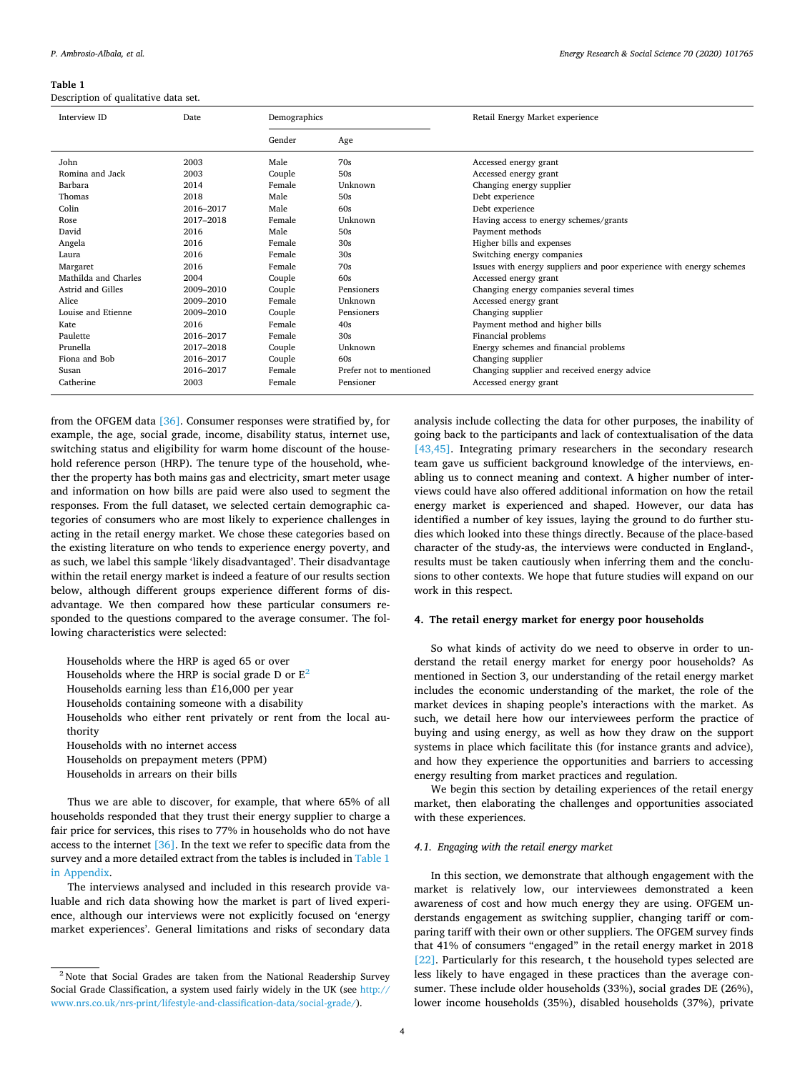**Table 1**
Description of qualitative data set.

| Interview ID | Date | Demographics | | Retail Energy Market experience |
|---|---|---|---|---|
| | | Gender | Age | |
| John | 2003 | Male | 70s | Accessed energy grant |
| Romina and Jack | 2003 | Couple | 50s | Accessed energy grant |
| Barbara | 2014 | Female | Unknown | Changing energy supplier |
| Thomas | 2018 | Male | 50s | Debt experience |
| Colin | 2016–2017 | Male | 60s | Debt experience |
| Rose | 2017–2018 | Female | Unknown | Having access to energy schemes/grants |
| David | 2016 | Male | 50s | Payment methods |
| Angela | 2016 | Female | 30s | Higher bills and expenses |
| Laura | 2016 | Female | 30s | Switching energy companies |
| Margaret | 2016 | Female | 70s | Issues with energy suppliers and poor experience with energy schemes |
| Mathilda and Charles | 2004 | Couple | 60s | Accessed energy grant |
| Astrid and Gilles | 2009–2010 | Couple | Pensioners | Changing energy companies several times |
| Alice | 2009–2010 | Female | Unknown | Accessed energy grant |
| Louise and Etienne | 2009–2010 | Couple | Pensioners | Changing supplier |
| Kate | 2016 | Female | 40s | Payment method and higher bills |
| Paulette | 2016–2017 | Female | 30s | Financial problems |
| Prunella | 2017–2018 | Couple | Unknown | Energy schemes and financial problems |
| Fiona and Bob | 2016–2017 | Couple | 60s | Changing supplier |
| Susan | 2016–2017 | Female | Prefer not to mentioned | Changing supplier and received energy advice |
| Catherine | 2003 | Female | Pensioner | Accessed energy grant |

from the OFGEM data [36]. Consumer responses were stratified by, for example, the age, social grade, income, disability status, internet use, switching status and eligibility for warm home discount of the household reference person (HRP). The tenure type of the household, whether the property has both mains gas and electricity, smart meter usage and information on how bills are paid were also used to segment the responses. From the full dataset, we selected certain demographic categories of consumers who are most likely to experience challenges in acting in the retail energy market. We chose these categories based on the existing literature on who tends to experience energy poverty, and as such, we label this sample 'likely disadvantaged'. Their disadvantage within the retail energy market is indeed a feature of our results section below, although different groups experience different forms of disadvantage. We then compared how these particular consumers responded to the questions compared to the average consumer. The following characteristics were selected:

- Households where the HRP is aged 65 or over
- Households where the HRP is social grade D or E[2]
- Households earning less than £16,000 per year
- Households containing someone with a disability
- Households who either rent privately or rent from the local authority
- Households with no internet access
- Households on prepayment meters (PPM)
- Households in arrears on their bills

Thus we are able to discover, for example, that where 65% of all households responded that they trust their energy supplier to charge a fair price for services, this rises to 77% in households who do not have access to the internet [36]. In the text we refer to specific data from the survey and a more detailed extract from the tables is included in Table 1 in Appendix.

The interviews analysed and included in this research provide valuable and rich data showing how the market is part of lived experience, although our interviews were not explicitly focused on 'energy market experiences'. General limitations and risks of secondary data analysis include collecting the data for other purposes, the inability of going back to the participants and lack of contextualisation of the data [43,45]. Integrating primary researchers in the secondary research team gave us sufficient background knowledge of the interviews, enabling us to connect meaning and context. A higher number of interviews could have also offered additional information on how the retail energy market is experienced and shaped. However, our data has identified a number of key issues, laying the ground to do further studies which looked into these things directly. Because of the place-based character of the study-as, the interviews were conducted in England-, results must be taken cautiously when inferring them and the conclusions to other contexts. We hope that future studies will expand on our work in this respect.

## 4. The retail energy market for energy poor households

So what kinds of activity do we need to observe in order to understand the retail energy market for energy poor households? As mentioned in Section 3, our understanding of the retail energy market includes the economic understanding of the market, the role of the market devices in shaping people's interactions with the market. As such, we detail here how our interviewees perform the practice of buying and using energy, as well as how they draw on the support systems in place which facilitate this (for instance grants and advice), and how they experience the opportunities and barriers to accessing energy resulting from market practices and regulation.

We begin this section by detailing experiences of the retail energy market, then elaborating the challenges and opportunities associated with these experiences.

### 4.1. Engaging with the retail energy market

In this section, we demonstrate that although engagement with the market is relatively low, our interviewees demonstrated a keen awareness of cost and how much energy they are using. OFGEM understands engagement as switching supplier, changing tariff or comparing tariff with their own or other suppliers. The OFGEM survey finds that 41% of consumers "engaged" in the retail energy market in 2018 [22]. Particularly for this research, t the household types selected are less likely to have engaged in these practices than the average consumer. These include older households (33%), social grades DE (26%), lower income households (35%), disabled households (37%), private

[2] Note that Social Grades are taken from the National Readership Survey Social Grade Classification, a system used fairly widely in the UK (see http://www.nrs.co.uk/nrs-print/lifestyle-and-classification-data/social-grade/).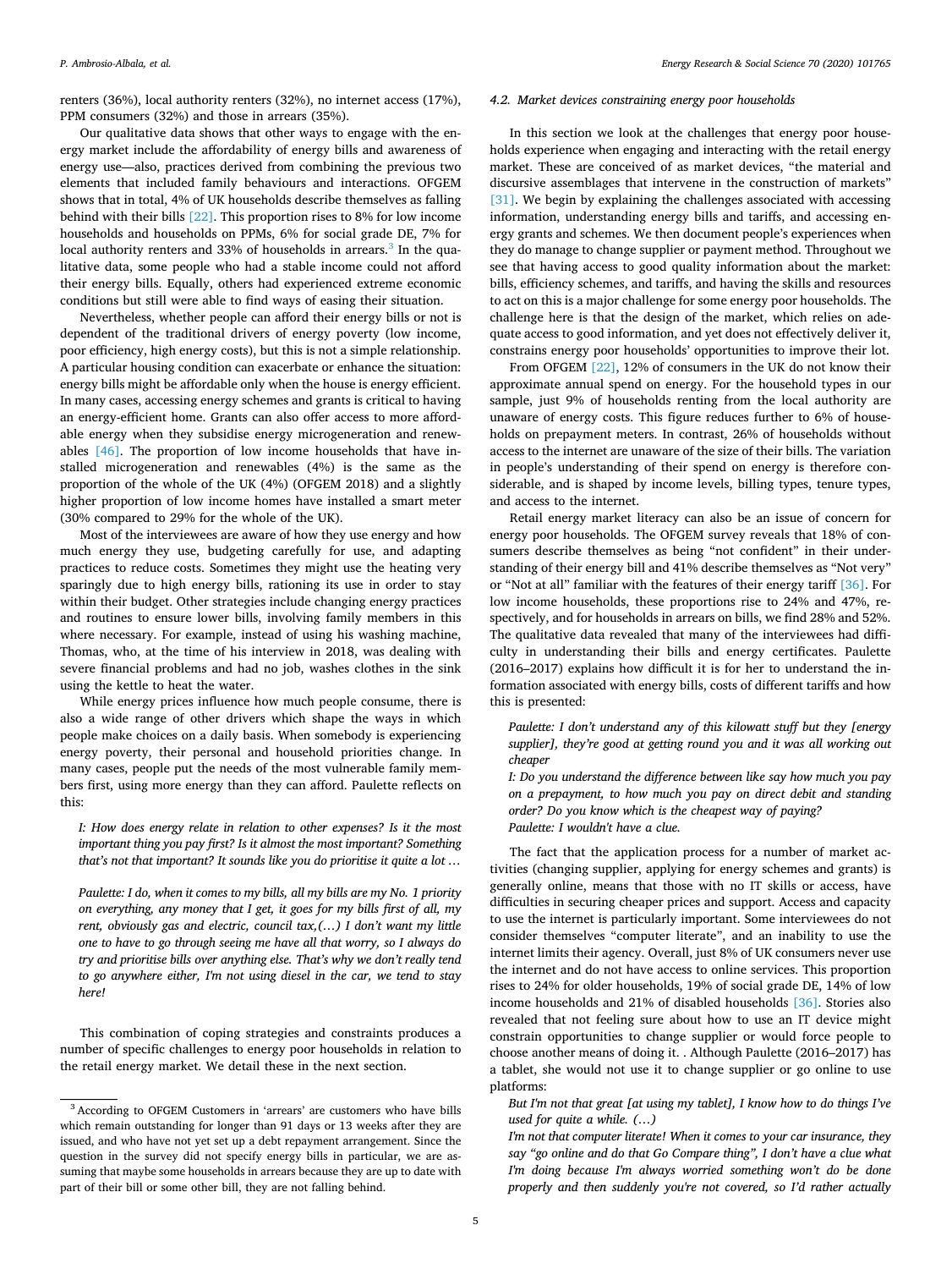renters (36%), local authority renters (32%), no internet access (17%), PPM consumers (32%) and those in arrears (35%).

Our qualitative data shows that other ways to engage with the energy market include the affordability of energy bills and awareness of energy use—also, practices derived from combining the previous two elements that included family behaviours and interactions. OFGEM shows that in total, 4% of UK households describe themselves as falling behind with their bills [22]. This proportion rises to 8% for low income households and households on PPMs, 6% for social grade DE, 7% for local authority renters and 33% of households in arrears.[3] In the qualitative data, some people who had a stable income could not afford their energy bills. Equally, others had experienced extreme economic conditions but still were able to find ways of easing their situation.

Nevertheless, whether people can afford their energy bills or not is dependent of the traditional drivers of energy poverty (low income, poor efficiency, high energy costs), but this is not a simple relationship. A particular housing condition can exacerbate or enhance the situation: energy bills might be affordable only when the house is energy efficient. In many cases, accessing energy schemes and grants is critical to having an energy-efficient home. Grants can also offer access to more affordable energy when they subsidise energy microgeneration and renewables [46]. The proportion of low income households that have installed microgeneration and renewables (4%) is the same as the proportion of the whole of the UK (4%) (OFGEM 2018) and a slightly higher proportion of low income homes have installed a smart meter (30% compared to 29% for the whole of the UK).

Most of the interviewees are aware of how they use energy and how much energy they use, budgeting carefully for use, and adapting practices to reduce costs. Sometimes they might use the heating very sparingly due to high energy bills, rationing its use in order to stay within their budget. Other strategies include changing energy practices and routines to ensure lower bills, involving family members in this where necessary. For example, instead of using his washing machine, Thomas, who, at the time of his interview in 2018, was dealing with severe financial problems and had no job, washes clothes in the sink using the kettle to heat the water.

While energy prices influence how much people consume, there is also a wide range of other drivers which shape the ways in which people make choices on a daily basis. When somebody is experiencing energy poverty, their personal and household priorities change. In many cases, people put the needs of the most vulnerable family members first, using more energy than they can afford. Paulette reflects on this:

> *I: How does energy relate in relation to other expenses? Is it the most important thing you pay first? Is it almost the most important? Something that's not that important? It sounds like you do prioritise it quite a lot …*
>
> *Paulette: I do, when it comes to my bills, all my bills are my No. 1 priority on everything, any money that I get, it goes for my bills first of all, my rent, obviously gas and electric, council tax,(…) I don't want my little one to have to go through seeing me have all that worry, so I always do try and prioritise bills over anything else. That's why we don't really tend to go anywhere either, I'm not using diesel in the car, we tend to stay here!*

This combination of coping strategies and constraints produces a number of specific challenges to energy poor households in relation to the retail energy market. We detail these in the next section.

[3] According to OFGEM Customers in 'arrears' are customers who have bills which remain outstanding for longer than 91 days or 13 weeks after they are issued, and who have not yet set up a debt repayment arrangement. Since the question in the survey did not specify energy bills in particular, we are assuming that maybe some households in arrears because they are up to date with part of their bill or some other bill, they are not falling behind.

### 4.2. Market devices constraining energy poor households

In this section we look at the challenges that energy poor households experience when engaging and interacting with the retail energy market. These are conceived of as market devices, "the material and discursive assemblages that intervene in the construction of markets" [31]. We begin by explaining the challenges associated with accessing information, understanding energy bills and tariffs, and accessing energy grants and schemes. We then document people's experiences when they do manage to change supplier or payment method. Throughout we see that having access to good quality information about the market: bills, efficiency schemes, and tariffs, and having the skills and resources to act on this is a major challenge for some energy poor households. The challenge here is that the design of the market, which relies on adequate access to good information, and yet does not effectively deliver it, constrains energy poor households' opportunities to improve their lot.

From OFGEM [22], 12% of consumers in the UK do not know their approximate annual spend on energy. For the household types in our sample, just 9% of households renting from the local authority are unaware of energy costs. This figure reduces further to 6% of households on prepayment meters. In contrast, 26% of households without access to the internet are unaware of the size of their bills. The variation in people's understanding of their spend on energy is therefore considerable, and is shaped by income levels, billing types, tenure types, and access to the internet.

Retail energy market literacy can also be an issue of concern for energy poor households. The OFGEM survey reveals that 18% of consumers describe themselves as being "not confident" in their understanding of their energy bill and 41% describe themselves as "Not very" or "Not at all" familiar with the features of their energy tariff [36]. For low income households, these proportions rise to 24% and 47%, respectively, and for households in arrears on bills, we find 28% and 52%. The qualitative data revealed that many of the interviewees had difficulty in understanding their bills and energy certificates. Paulette (2016–2017) explains how difficult it is for her to understand the information associated with energy bills, costs of different tariffs and how this is presented:

> *Paulette: I don't understand any of this kilowatt stuff but they [energy supplier], they're good at getting round you and it was all working out cheaper*
>
> *I: Do you understand the difference between like say how much you pay on a prepayment, to how much you pay on direct debit and standing order? Do you know which is the cheapest way of paying?*
>
> *Paulette: I wouldn't have a clue.*

The fact that the application process for a number of market activities (changing supplier, applying for energy schemes and grants) is generally online, means that those with no IT skills or access, have difficulties in securing cheaper prices and support. Access and capacity to use the internet is particularly important. Some interviewees do not consider themselves "computer literate", and an inability to use the internet limits their agency. Overall, just 8% of UK consumers never use the internet and do not have access to online services. This proportion rises to 24% for older households, 19% of social grade DE, 14% of low income households and 21% of disabled households [36]. Stories also revealed that not feeling sure about how to use an IT device might constrain opportunities to change supplier or would force people to choose another means of doing it. . Although Paulette (2016–2017) has a tablet, she would not use it to change supplier or go online to use platforms:

> *But I'm not that great [at using my tablet], I know how to do things I've used for quite a while. (…)*
>
> *I'm not that computer literate! When it comes to your car insurance, they say "go online and do that Go Compare thing", I don't have a clue what I'm doing because I'm always worried something won't do be done properly and then suddenly you're not covered, so I'd rather actually*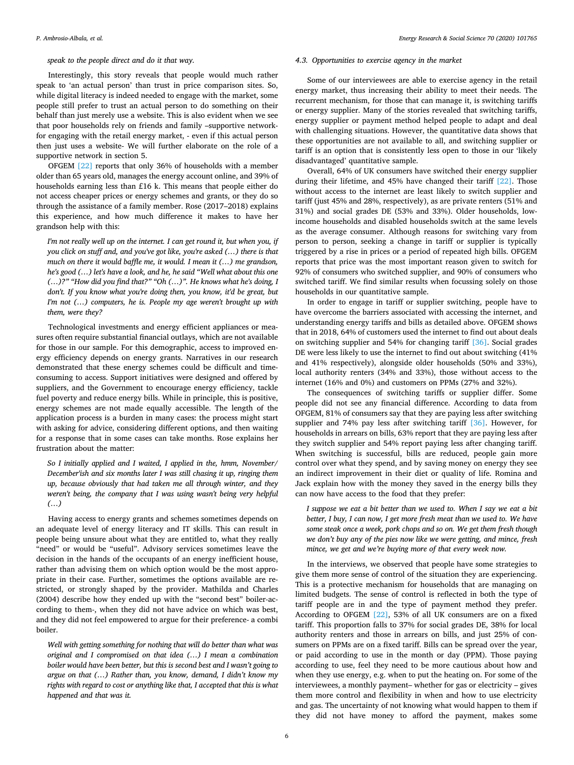*speak to the people direct and do it that way.*

Interestingly, this story reveals that people would much rather speak to 'an actual person' than trust in price comparison sites. So, while digital literacy is indeed needed to engage with the market, some people still prefer to trust an actual person to do something on their behalf than just merely use a website. This is also evident when we see that poor households rely on friends and family –supportive network- for engaging with the retail energy market, - even if this actual person then just uses a website- We will further elaborate on the role of a supportive network in section 5.

OFGEM [22] reports that only 36% of households with a member older than 65 years old, manages the energy account online, and 39% of households earning less than £16 k. This means that people either do not access cheaper prices or energy schemes and grants, or they do so through the assistance of a family member. Rose (2017–2018) explains this experience, and how much difference it makes to have her grandson help with this:

> *I'm not really well up on the internet. I can get round it, but when you, if you click on stuff and, and you've got like, you're asked (…) there is that much on there it would baffle me, it would. I mean it (…) me grandson, he's good (…) let's have a look, and he, he said "Well what about this one (…)?" "How did you find that?" "Oh (…)". He knows what he's doing, I don't. If you know what you're doing then, you know, it'd be great, but I'm not (…) computers, he is. People my age weren't brought up with them, were they?*

Technological investments and energy efficient appliances or measures often require substantial financial outlays, which are not available for those in our sample. For this demographic, access to improved energy efficiency depends on energy grants. Narratives in our research demonstrated that these energy schemes could be difficult and time-consuming to access. Support initiatives were designed and offered by suppliers, and the Government to encourage energy efficiency, tackle fuel poverty and reduce energy bills. While in principle, this is positive, energy schemes are not made equally accessible. The length of the application process is a burden in many cases: the process might start with asking for advice, considering different options, and then waiting for a response that in some cases can take months. Rose explains her frustration about the matter:

> *So I initially applied and I waited, I applied in the, hmm, November/December'ish and six months later I was still chasing it up, ringing them up, because obviously that had taken me all through winter, and they weren't being, the company that I was using wasn't being very helpful (…)*

Having access to energy grants and schemes sometimes depends on an adequate level of energy literacy and IT skills. This can result in people being unsure about what they are entitled to, what they really "need" or would be "useful". Advisory services sometimes leave the decision in the hands of the occupants of an energy inefficient house, rather than advising them on which option would be the most appropriate in their case. Further, sometimes the options available are restricted, or strongly shaped by the provider. Mathilda and Charles (2004) describe how they ended up with the "second best" boiler-according to them-, when they did not have advice on which was best, and they did not feel empowered to argue for their preference- a combi boiler.

> *Well with getting something for nothing that will do better than what was original and I compromised on that idea (…) I mean a combination boiler would have been better, but this is second best and I wasn't going to argue on that (…) Rather than, you know, demand, I didn't know my rights with regard to cost or anything like that, I accepted that this is what happened and that was it.*

### 4.3. Opportunities to exercise agency in the market

Some of our interviewees are able to exercise agency in the retail energy market, thus increasing their ability to meet their needs. The recurrent mechanism, for those that can manage it, is switching tariffs or energy supplier. Many of the stories revealed that switching tariffs, energy supplier or payment method helped people to adapt and deal with challenging situations. However, the quantitative data shows that these opportunities are not available to all, and switching supplier or tariff is an option that is consistently less open to those in our 'likely disadvantaged' quantitative sample.

Overall, 64% of UK consumers have switched their energy supplier during their lifetime, and 45% have changed their tariff [22]. Those without access to the internet are least likely to switch supplier and tariff (just 45% and 28%, respectively), as are private renters (51% and 31%) and social grades DE (53% and 33%). Older households, low-income households and disabled households switch at the same levels as the average consumer. Although reasons for switching vary from person to person, seeking a change in tariff or supplier is typically triggered by a rise in prices or a period of repeated high bills. OFGEM reports that price was the most important reason given to switch for 92% of consumers who switched supplier, and 90% of consumers who switched tariff. We find similar results when focussing solely on those households in our quantitative sample.

In order to engage in tariff or supplier switching, people have to have overcome the barriers associated with accessing the internet, and understanding energy tariffs and bills as detailed above. OFGEM shows that in 2018, 64% of customers used the internet to find out about deals on switching supplier and 54% for changing tariff [36]. Social grades DE were less likely to use the internet to find out about switching (41% and 41% respectively), alongside older households (50% and 33%), local authority renters (34% and 33%), those without access to the internet (16% and 0%) and customers on PPMs (27% and 32%).

The consequences of switching tariffs or supplier differ. Some people did not see any financial difference. According to data from OFGEM, 81% of consumers say that they are paying less after switching supplier and 74% pay less after switching tariff [36]. However, for households in arrears on bills, 63% report that they are paying less after they switch supplier and 54% report paying less after changing tariff. When switching is successful, bills are reduced, people gain more control over what they spend, and by saving money on energy they see an indirect improvement in their diet or quality of life. Romina and Jack explain how with the money they saved in the energy bills they can now have access to the food that they prefer:

> *I suppose we eat a bit better than we used to. When I say we eat a bit better, I buy, I can now, I get more fresh meat than we used to. We have some steak once a week, pork chops and so on. We get them fresh though we don't buy any of the pies now like we were getting, and mince, fresh mince, we get and we're buying more of that every week now.*

In the interviews, we observed that people have some strategies to give them more sense of control of the situation they are experiencing. This is a protective mechanism for households that are managing on limited budgets. The sense of control is reflected in both the type of tariff people are in and the type of payment method they prefer. According to OFGEM [22], 53% of all UK consumers are on a fixed tariff. This proportion falls to 37% for social grades DE, 38% for local authority renters and those in arrears on bills, and just 25% of consumers on PPMs are on a fixed tariff. Bills can be spread over the year, or paid according to use in the month or day (PPM). Those paying according to use, feel they need to be more cautious about how and when they use energy, e.g. when to put the heating on. For some of the interviewees, a monthly payment– whether for gas or electricity – gives them more control and flexibility in when and how to use electricity and gas. The uncertainty of not knowing what would happen to them if they did not have money to afford the payment, makes some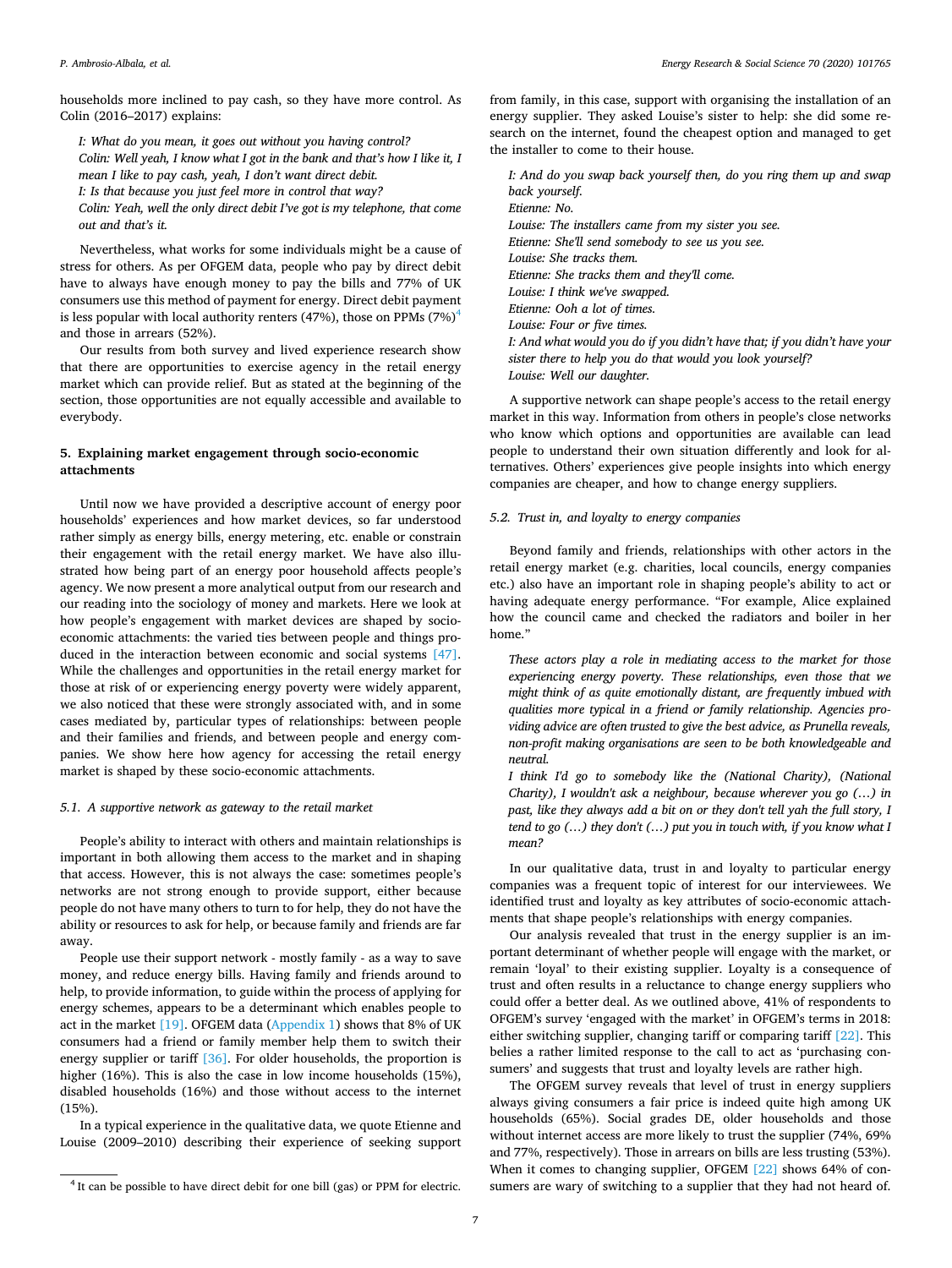households more inclined to pay cash, so they have more control. As Colin (2016–2017) explains:

> *I: What do you mean, it goes out without you having control?*
> *Colin: Well yeah, I know what I got in the bank and that's how I like it, I mean I like to pay cash, yeah, I don't want direct debit.*
> *I: Is that because you just feel more in control that way?*
> *Colin: Yeah, well the only direct debit I've got is my telephone, that come out and that's it.*

Nevertheless, what works for some individuals might be a cause of stress for others. As per OFGEM data, people who pay by direct debit have to always have enough money to pay the bills and 77% of UK consumers use this method of payment for energy. Direct debit payment is less popular with local authority renters (47%), those on PPMs (7%)[4] and those in arrears (52%).

Our results from both survey and lived experience research show that there are opportunities to exercise agency in the retail energy market which can provide relief. But as stated at the beginning of the section, those opportunities are not equally accessible and available to everybody.

## 5. Explaining market engagement through socio-economic attachments

Until now we have provided a descriptive account of energy poor households' experiences and how market devices, so far understood rather simply as energy bills, energy metering, etc. enable or constrain their engagement with the retail energy market. We have also illustrated how being part of an energy poor household affects people's agency. We now present a more analytical output from our research and our reading into the sociology of money and markets. Here we look at how people's engagement with market devices are shaped by socio-economic attachments: the varied ties between people and things produced in the interaction between economic and social systems [47]. While the challenges and opportunities in the retail energy market for those at risk of or experiencing energy poverty were widely apparent, we also noticed that these were strongly associated with, and in some cases mediated by, particular types of relationships: between people and their families and friends, and between people and energy companies. We show here how agency for accessing the retail energy market is shaped by these socio-economic attachments.

### 5.1. A supportive network as gateway to the retail market

People's ability to interact with others and maintain relationships is important in both allowing them access to the market and in shaping that access. However, this is not always the case: sometimes people's networks are not strong enough to provide support, either because people do not have many others to turn to for help, they do not have the ability or resources to ask for help, or because family and friends are far away.

People use their support network - mostly family - as a way to save money, and reduce energy bills. Having family and friends around to help, to provide information, to guide within the process of applying for energy schemes, appears to be a determinant which enables people to act in the market [19]. OFGEM data (Appendix 1) shows that 8% of UK consumers had a friend or family member help them to switch their energy supplier or tariff [36]. For older households, the proportion is higher (16%). This is also the case in low income households (15%), disabled households (16%) and those without access to the internet (15%).

In a typical experience in the qualitative data, we quote Etienne and Louise (2009–2010) describing their experience of seeking support from family, in this case, support with organising the installation of an energy supplier. They asked Louise's sister to help: she did some research on the internet, found the cheapest option and managed to get the installer to come to their house.

> *I: And do you swap back yourself then, do you ring them up and swap back yourself.*
> *Etienne: No.*
> *Louise: The installers came from my sister you see.*
> *Etienne: She'll send somebody to see us you see.*
> *Louise: She tracks them.*
> *Etienne: She tracks them and they'll come.*
> *Louise: I think we've swapped.*
> *Etienne: Ooh a lot of times.*
> *Louise: Four or five times.*
> *I: And what would you do if you didn't have that; if you didn't have your sister there to help you do that would you look yourself?*
> *Louise: Well our daughter.*

A supportive network can shape people's access to the retail energy market in this way. Information from others in people's close networks who know which options and opportunities are available can lead people to understand their own situation differently and look for alternatives. Others' experiences give people insights into which energy companies are cheaper, and how to change energy suppliers.

### 5.2. Trust in, and loyalty to energy companies

Beyond family and friends, relationships with other actors in the retail energy market (e.g. charities, local councils, energy companies etc.) also have an important role in shaping people's ability to act or having adequate energy performance. "For example, Alice explained how the council came and checked the radiators and boiler in her home."

> *These actors play a role in mediating access to the market for those experiencing energy poverty. These relationships, even those that we might think of as quite emotionally distant, are frequently imbued with qualities more typical in a friend or family relationship. Agencies providing advice are often trusted to give the best advice, as Prunella reveals, non-profit making organisations are seen to be both knowledgeable and neutral.*
> *I think I'd go to somebody like the (National Charity), (National Charity), I wouldn't ask a neighbour, because wherever you go (…) in past, like they always add a bit on or they don't tell yah the full story, I tend to go (…) they don't (…) put you in touch with, if you know what I mean?*

In our qualitative data, trust in and loyalty to particular energy companies was a frequent topic of interest for our interviewees. We identified trust and loyalty as key attributes of socio-economic attachments that shape people's relationships with energy companies.

Our analysis revealed that trust in the energy supplier is an important determinant of whether people will engage with the market, or remain 'loyal' to their existing supplier. Loyalty is a consequence of trust and often results in a reluctance to change energy suppliers who could offer a better deal. As we outlined above, 41% of respondents to OFGEM's survey 'engaged with the market' in OFGEM's terms in 2018: either switching supplier, changing tariff or comparing tariff [22]. This belies a rather limited response to the call to act as 'purchasing consumers' and suggests that trust and loyalty levels are rather high.

The OFGEM survey reveals that level of trust in energy suppliers always giving consumers a fair price is indeed quite high among UK households (65%). Social grades DE, older households and those without internet access are more likely to trust the supplier (74%, 69% and 77%, respectively). Those in arrears on bills are less trusting (53%). When it comes to changing supplier, OFGEM [22] shows 64% of consumers are wary of switching to a supplier that they had not heard of.

[4] It can be possible to have direct debit for one bill (gas) or PPM for electric.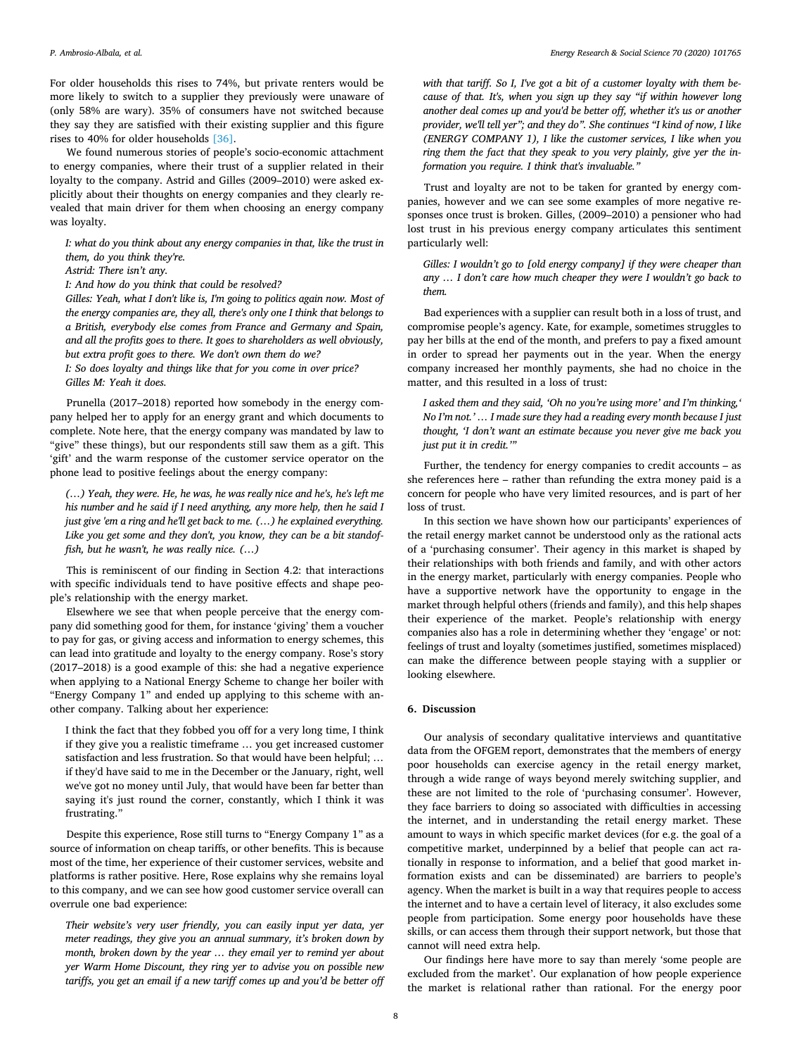For older households this rises to 74%, but private renters would be more likely to switch to a supplier they previously were unaware of (only 58% are wary). 35% of consumers have not switched because they say they are satisfied with their existing supplier and this figure rises to 40% for older households [36].

We found numerous stories of people's socio-economic attachment to energy companies, where their trust of a supplier related in their loyalty to the company. Astrid and Gilles (2009–2010) were asked explicitly about their thoughts on energy companies and they clearly revealed that main driver for them when choosing an energy company was loyalty.

> *I: what do you think about any energy companies in that, like the trust in them, do you think they're.*
> *Astrid: There isn't any.*
> *I: And how do you think that could be resolved?*
> *Gilles: Yeah, what I don't like is, I'm going to politics again now. Most of the energy companies are, they all, there's only one I think that belongs to a British, everybody else comes from France and Germany and Spain, and all the profits goes to there. It goes to shareholders as well obviously, but extra profit goes to there. We don't own them do we?*
> *I: So does loyalty and things like that for you come in over price?*
> *Gilles M: Yeah it does.*

Prunella (2017–2018) reported how somebody in the energy company helped her to apply for an energy grant and which documents to complete. Note here, that the energy company was mandated by law to "give" these things), but our respondents still saw them as a gift. This 'gift' and the warm response of the customer service operator on the phone lead to positive feelings about the energy company:

> *(…) Yeah, they were. He, he was, he was really nice and he's, he's left me his number and he said if I need anything, any more help, then he said I just give 'em a ring and he'll get back to me. (…) he explained everything. Like you get some and they don't, you know, they can be a bit standoffish, but he wasn't, he was really nice. (…)*

This is reminiscent of our finding in Section 4.2: that interactions with specific individuals tend to have positive effects and shape people's relationship with the energy market.

Elsewhere we see that when people perceive that the energy company did something good for them, for instance 'giving' them a voucher to pay for gas, or giving access and information to energy schemes, this can lead into gratitude and loyalty to the energy company. Rose's story (2017–2018) is a good example of this: she had a negative experience when applying to a National Energy Scheme to change her boiler with "Energy Company 1" and ended up applying to this scheme with another company. Talking about her experience:

> I think the fact that they fobbed you off for a very long time, I think if they give you a realistic timeframe … you get increased customer satisfaction and less frustration. So that would have been helpful; … if they'd have said to me in the December or the January, right, well we've got no money until July, that would have been far better than saying it's just round the corner, constantly, which I think it was frustrating."

Despite this experience, Rose still turns to "Energy Company 1" as a source of information on cheap tariffs, or other benefits. This is because most of the time, her experience of their customer services, website and platforms is rather positive. Here, Rose explains why she remains loyal to this company, and we can see how good customer service overall can overrule one bad experience:

> *Their website's very user friendly, you can easily input yer data, yer meter readings, they give you an annual summary, it's broken down by month, broken down by the year … they email yer to remind yer about yer Warm Home Discount, they ring yer to advise you on possible new tariffs, you get an email if a new tariff comes up and you'd be better off with that tariff. So I, I've got a bit of a customer loyalty with them because of that. It's, when you sign up they say "if within however long another deal comes up and you'd be better off, whether it's us or another provider, we'll tell yer"; and they do". She continues "I kind of now, I like (ENERGY COMPANY 1), I like the customer services, I like when you ring them the fact that they speak to you very plainly, give yer the information you require. I think that's invaluable."*

Trust and loyalty are not to be taken for granted by energy companies, however and we can see some examples of more negative responses once trust is broken. Gilles, (2009–2010) a pensioner who had lost trust in his previous energy company articulates this sentiment particularly well:

> *Gilles: I wouldn't go to [old energy company] if they were cheaper than any … I don't care how much cheaper they were I wouldn't go back to them.*

Bad experiences with a supplier can result both in a loss of trust, and compromise people's agency. Kate, for example, sometimes struggles to pay her bills at the end of the month, and prefers to pay a fixed amount in order to spread her payments out in the year. When the energy company increased her monthly payments, she had no choice in the matter, and this resulted in a loss of trust:

> *I asked them and they said, 'Oh no you're using more' and I'm thinking,' No I'm not.' … I made sure they had a reading every month because I just thought, 'I don't want an estimate because you never give me back you just put it in credit.'"*

Further, the tendency for energy companies to credit accounts – as she references here – rather than refunding the extra money paid is a concern for people who have very limited resources, and is part of her loss of trust.

In this section we have shown how our participants' experiences of the retail energy market cannot be understood only as the rational acts of a 'purchasing consumer'. Their agency in this market is shaped by their relationships with both friends and family, and with other actors in the energy market, particularly with energy companies. People who have a supportive network have the opportunity to engage in the market through helpful others (friends and family), and this help shapes their experience of the market. People's relationship with energy companies also has a role in determining whether they 'engage' or not: feelings of trust and loyalty (sometimes justified, sometimes misplaced) can make the difference between people staying with a supplier or looking elsewhere.

## 6. Discussion

Our analysis of secondary qualitative interviews and quantitative data from the OFGEM report, demonstrates that the members of energy poor households can exercise agency in the retail energy market, through a wide range of ways beyond merely switching supplier, and these are not limited to the role of 'purchasing consumer'. However, they face barriers to doing so associated with difficulties in accessing the internet, and in understanding the retail energy market. These amount to ways in which specific market devices (for e.g. the goal of a competitive market, underpinned by a belief that people can act rationally in response to information, and a belief that good market information exists and can be disseminated) are barriers to people's agency. When the market is built in a way that requires people to access the internet and to have a certain level of literacy, it also excludes some people from participation. Some energy poor households have these skills, or can access them through their support network, but those that cannot will need extra help.

Our findings here have more to say than merely 'some people are excluded from the market'. Our explanation of how people experience the market is relational rather than rational. For the energy poor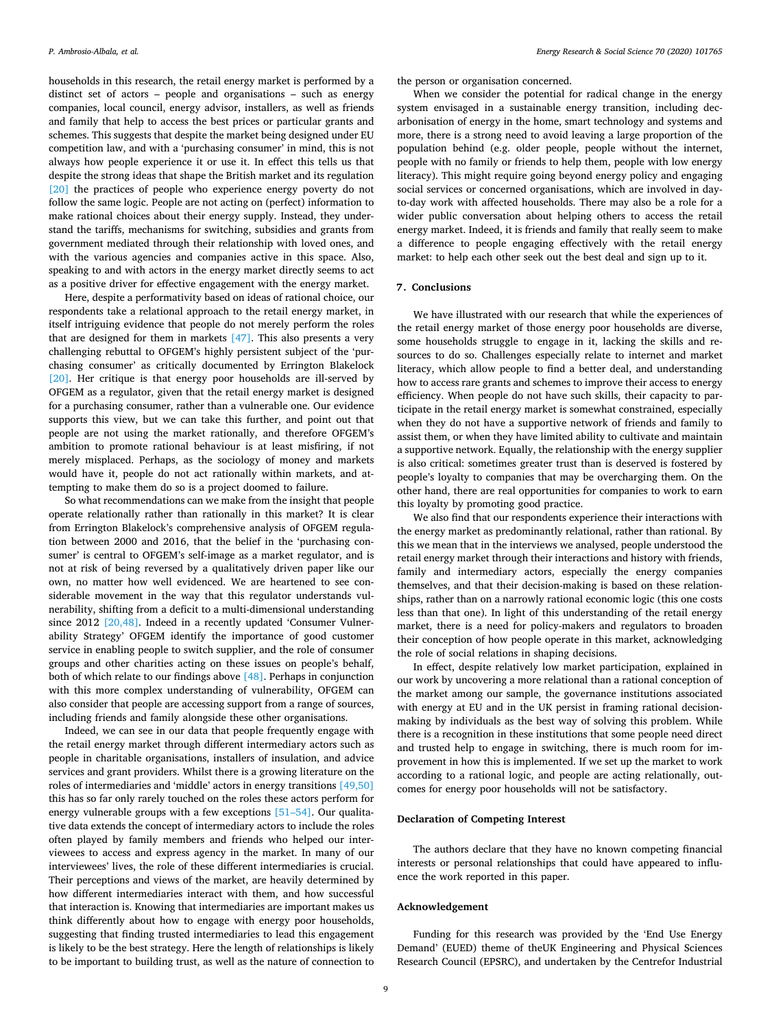households in this research, the retail energy market is performed by a distinct set of actors – people and organisations – such as energy companies, local council, energy advisor, installers, as well as friends and family that help to access the best prices or particular grants and schemes. This suggests that despite the market being designed under EU competition law, and with a 'purchasing consumer' in mind, this is not always how people experience it or use it. In effect this tells us that despite the strong ideas that shape the British market and its regulation [20] the practices of people who experience energy poverty do not follow the same logic. People are not acting on (perfect) information to make rational choices about their energy supply. Instead, they understand the tariffs, mechanisms for switching, subsidies and grants from government mediated through their relationship with loved ones, and with the various agencies and companies active in this space. Also, speaking to and with actors in the energy market directly seems to act as a positive driver for effective engagement with the energy market.

Here, despite a performativity based on ideas of rational choice, our respondents take a relational approach to the retail energy market, in itself intriguing evidence that people do not merely perform the roles that are designed for them in markets [47]. This also presents a very challenging rebuttal to OFGEM's highly persistent subject of the 'purchasing consumer' as critically documented by Errington Blakelock [20]. Her critique is that energy poor households are ill-served by OFGEM as a regulator, given that the retail energy market is designed for a purchasing consumer, rather than a vulnerable one. Our evidence supports this view, but we can take this further, and point out that people are not using the market rationally, and therefore OFGEM's ambition to promote rational behaviour is at least misfiring, if not merely misplaced. Perhaps, as the sociology of money and markets would have it, people do not act rationally within markets, and attempting to make them do so is a project doomed to failure.

So what recommendations can we make from the insight that people operate relationally rather than rationally in this market? It is clear from Errington Blakelock's comprehensive analysis of OFGEM regulation between 2000 and 2016, that the belief in the 'purchasing consumer' is central to OFGEM's self-image as a market regulator, and is not at risk of being reversed by a qualitatively driven paper like our own, no matter how well evidenced. We are heartened to see considerable movement in the way that this regulator understands vulnerability, shifting from a deficit to a multi-dimensional understanding since 2012 [20,48]. Indeed in a recently updated 'Consumer Vulnerability Strategy' OFGEM identify the importance of good customer service in enabling people to switch supplier, and the role of consumer groups and other charities acting on these issues on people's behalf, both of which relate to our findings above [48]. Perhaps in conjunction with this more complex understanding of vulnerability, OFGEM can also consider that people are accessing support from a range of sources, including friends and family alongside these other organisations.

Indeed, we can see in our data that people frequently engage with the retail energy market through different intermediary actors such as people in charitable organisations, installers of insulation, and advice services and grant providers. Whilst there is a growing literature on the roles of intermediaries and 'middle' actors in energy transitions [49,50] this has so far only rarely touched on the roles these actors perform for energy vulnerable groups with a few exceptions [51–54]. Our qualitative data extends the concept of intermediary actors to include the roles often played by family members and friends who helped our interviewees to access and express agency in the market. In many of our interviewees' lives, the role of these different intermediaries is crucial. Their perceptions and views of the market, are heavily determined by how different intermediaries interact with them, and how successful that interaction is. Knowing that intermediaries are important makes us think differently about how to engage with energy poor households, suggesting that finding trusted intermediaries to lead this engagement is likely to be the best strategy. Here the length of relationships is likely to be important to building trust, as well as the nature of connection to the person or organisation concerned.

When we consider the potential for radical change in the energy system envisaged in a sustainable energy transition, including decarbonisation of energy in the home, smart technology and systems and more, there is a strong need to avoid leaving a large proportion of the population behind (e.g. older people, people without the internet, people with no family or friends to help them, people with low energy literacy). This might require going beyond energy policy and engaging social services or concerned organisations, which are involved in day-to-day work with affected households. There may also be a role for a wider public conversation about helping others to access the retail energy market. Indeed, it is friends and family that really seem to make a difference to people engaging effectively with the retail energy market: to help each other seek out the best deal and sign up to it.

## 7. Conclusions

We have illustrated with our research that while the experiences of the retail energy market of those energy poor households are diverse, some households struggle to engage in it, lacking the skills and resources to do so. Challenges especially relate to internet and market literacy, which allow people to find a better deal, and understanding how to access rare grants and schemes to improve their access to energy efficiency. When people do not have such skills, their capacity to participate in the retail energy market is somewhat constrained, especially when they do not have a supportive network of friends and family to assist them, or when they have limited ability to cultivate and maintain a supportive network. Equally, the relationship with the energy supplier is also critical: sometimes greater trust than is deserved is fostered by people's loyalty to companies that may be overcharging them. On the other hand, there are real opportunities for companies to work to earn this loyalty by promoting good practice.

We also find that our respondents experience their interactions with the energy market as predominantly relational, rather than rational. By this we mean that in the interviews we analysed, people understood the retail energy market through their interactions and history with friends, family and intermediary actors, especially the energy companies themselves, and that their decision-making is based on these relationships, rather than on a narrowly rational economic logic (this one costs less than that one). In light of this understanding of the retail energy market, there is a need for policy-makers and regulators to broaden their conception of how people operate in this market, acknowledging the role of social relations in shaping decisions.

In effect, despite relatively low market participation, explained in our work by uncovering a more relational than a rational conception of the market among our sample, the governance institutions associated with energy at EU and in the UK persist in framing rational decision-making by individuals as the best way of solving this problem. While there is a recognition in these institutions that some people need direct and trusted help to engage in switching, there is much room for improvement in how this is implemented. If we set up the market to work according to a rational logic, and people are acting relationally, outcomes for energy poor households will not be satisfactory.

## Declaration of Competing Interest

The authors declare that they have no known competing financial interests or personal relationships that could have appeared to influence the work reported in this paper.

## Acknowledgement

Funding for this research was provided by the 'End Use Energy Demand' (EUED) theme of theUK Engineering and Physical Sciences Research Council (EPSRC), and undertaken by the Centrefor Industrial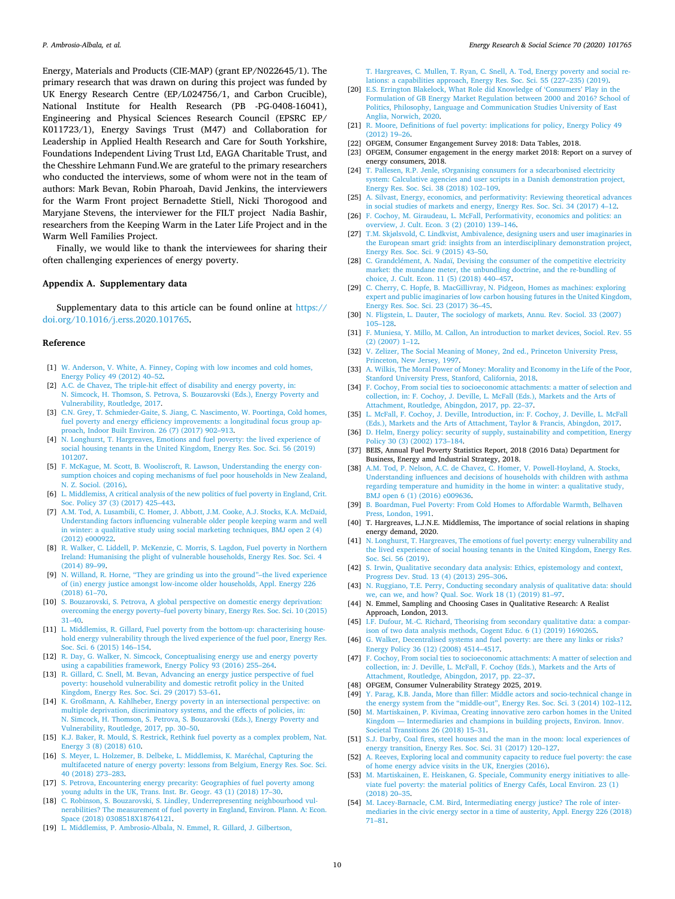Energy, Materials and Products (CIE-MAP) (grant EP/N022645/1). The primary research that was drawn on during this project was funded by UK Energy Research Centre (EP/L024756/1, and Carbon Crucible), National Institute for Health Research (PB -PG-0408-16041), Engineering and Physical Sciences Research Council (EPSRC EP/K011723/1), Energy Savings Trust (M47) and Collaboration for Leadership in Applied Health Research and Care for South Yorkshire, Foundations Independent Living Trust Ltd, EAGA Charitable Trust, and the Chesshire Lehmann Fund.We are grateful to the primary researchers who conducted the interviews, some of whom were not in the team of authors: Mark Bevan, Robin Pharoah, David Jenkins, the interviewers for the Warm Front project Bernadette Stiell, Nicki Thorogood and Maryjane Stevens, the interviewer for the FILT project Nadia Bashir, researchers from the Keeping Warm in the Later Life Project and in the Warm Well Families Project.

Finally, we would like to thank the interviewees for sharing their often challenging experiences of energy poverty.

## Appendix A. Supplementary data

Supplementary data to this article can be found online at https://doi.org/10.1016/j.erss.2020.101765.

## Reference

[1] W. Anderson, V. White, A. Finney, Coping with low incomes and cold homes, Energy Policy 49 (2012) 40–52.

[2] A.C. de Chavez, The triple-hit effect of disability and energy poverty, in: N. Simcock, H. Thomson, S. Petrova, S. Bouzarovski (Eds.), Energy Poverty and Vulnerability, Routledge, 2017.

[3] C.N. Grey, T. Schmieder-Gaite, S. Jiang, C. Nascimento, W. Poortinga, Cold homes, fuel poverty and energy efficiency improvements: a longitudinal focus group approach, Indoor Built Environ. 26 (7) (2017) 902–913.

[4] N. Longhurst, T. Hargreaves, Emotions and fuel poverty: the lived experience of social housing tenants in the United Kingdom, Energy Res. Soc. Sci. 56 (2019) 101207.

[5] F. McKague, M. Scott, B. Wooliscroft, R. Lawson, Understanding the energy consumption choices and coping mechanisms of fuel poor households in New Zealand, N. Z. Sociol. (2016).

[6] L. Middlemiss, A critical analysis of the new politics of fuel poverty in England, Crit. Soc. Policy 37 (3) (2017) 425–443.

[7] A.M. Tod, A. Lusambili, C. Homer, J. Abbott, J.M. Cooke, A.J. Stocks, K.A. McDaid, Understanding factors influencing vulnerable older people keeping warm and well in winter: a qualitative study using social marketing techniques, BMJ open 2 (4) (2012) e000922.

[8] R. Walker, C. Liddell, P. McKenzie, C. Morris, S. Lagdon, Fuel poverty in Northern Ireland: Humanising the plight of vulnerable households, Energy Res. Soc. Sci. 4 (2014) 89–99.

[9] N. Willand, R. Horne, "They are grinding us into the ground"–the lived experience of (in) energy justice amongst low-income older households, Appl. Energy 226 (2018) 61–70.

[10] S. Bouzarovski, S. Petrova, A global perspective on domestic energy deprivation: overcoming the energy poverty–fuel poverty binary, Energy Res. Soc. Sci. 10 (2015) 31–40.

[11] L. Middlemiss, R. Gillard, Fuel poverty from the bottom-up: characterising household energy vulnerability through the lived experience of the fuel poor, Energy Res. Soc. Sci. 6 (2015) 146–154.

[12] R. Day, G. Walker, N. Simcock, Conceptualising energy use and energy poverty using a capabilities framework, Energy Policy 93 (2016) 255–264.

[13] R. Gillard, C. Snell, M. Bevan, Advancing an energy justice perspective of fuel poverty: household vulnerability and domestic retrofit policy in the United Kingdom, Energy Res. Soc. Sci. 29 (2017) 53–61.

[14] K. Großmann, A. Kahlheber, Energy poverty in an intersectional perspective: on multiple deprivation, discriminatory systems, and the effects of policies, in: N. Simcock, H. Thomson, S. Petrova, S. Bouzarovski (Eds.), Energy Poverty and Vulnerability, Routledge, 2017, pp. 30–50.

[15] K.J. Baker, R. Mould, S. Restrick, Rethink fuel poverty as a complex problem, Nat. Energy 3 (8) (2018) 610.

[16] S. Meyer, L. Holzemer, B. Delbeke, L. Middlemiss, K. Maréchal, Capturing the multifaceted nature of energy poverty: lessons from Belgium, Energy Res. Soc. Sci. 40 (2018) 273–283.

[17] S. Petrova, Encountering energy precarity: Geographies of fuel poverty among young adults in the UK, Trans. Inst. Br. Geogr. 43 (1) (2018) 17–30.

[18] C. Robinson, S. Bouzarovski, S. Lindley, Underrepresenting neighbourhood vulnerabilities? The measurement of fuel poverty in England, Environ. Plann. A: Econ. Space (2018) 0308518X18764121.

[19] L. Middlemiss, P. Ambrosio-Albala, N. Emmel, R. Gillard, J. Gilbertson, T. Hargreaves, C. Mullen, T. Ryan, C. Snell, A. Tod, Energy poverty and social relations: a capabilities approach, Energy Res. Soc. Sci. 55 (227–235) (2019).

[20] E.S. Errington Blakelock, What Role did Knowledge of 'Consumers' Play in the Formulation of GB Energy Market Regulation between 2000 and 2016? School of Politics, Philosophy, Language and Communication Studies University of East Anglia, Norwich, 2020.

[21] R. Moore, Definitions of fuel poverty: implications for policy, Energy Policy 49 (2012) 19–26.

[22] OFGEM, Consumer Engangement Survey 2018: Data Tables, 2018.

[23] OFGEM, Consumer engagement in the energy market 2018: Report on a survey of energy consumers, 2018.

[24] T. Pallesen, R.P. Jenle, sOrganising consumers for a sdecarbonised electricity system: Calculative agencies and user scripts in a Danish demonstration project, Energy Res. Soc. Sci. 38 (2018) 102–109.

[25] A. Silvast, Energy, economics, and performativity: Reviewing theoretical advances in social studies of markets and energy, Energy Res. Soc. Sci. 34 (2017) 4–12.

[26] F. Cochoy, M. Giraudeau, L. McFall, Performativity, economics and politics: an overview, J. Cult. Econ. 3 (2) (2010) 139–146.

[27] T.M. Skjølsvold, C. Lindkvist, Ambivalence, designing users and user imaginaries in the European smart grid: insights from an interdisciplinary demonstration project, Energy Res. Soc. Sci. 9 (2015) 43–50.

[28] C. Grandclément, A. Nadaï, Devising the consumer of the competitive electricity market: the mundane meter, the unbundling doctrine, and the re-bundling of choice, J. Cult. Econ. 11 (5) (2018) 440–457.

[29] C. Cherry, C. Hopfe, B. MacGillivray, N. Pidgeon, Homes as machines: exploring expert and public imaginaries of low carbon housing futures in the United Kingdom, Energy Res. Soc. Sci. 23 (2017) 36–45.

[30] N. Fligstein, L. Dauter, The sociology of markets, Annu. Rev. Sociol. 33 (2007) 105–128.

[31] F. Muniesa, Y. Millo, M. Callon, An introduction to market devices, Sociol. Rev. 55 (2) (2007) 1–12.

[32] V. Zelizer, The Social Meaning of Money, 2nd ed., Princeton University Press, Princeton, New Jersey, 1997.

[33] A. Wilkis, The Moral Power of Money: Morality and Economy in the Life of the Poor, Stanford University Press, Stanford, California, 2018.

[34] F. Cochoy, From social ties to socioeconomic attachments: a matter of selection and collection, in: F. Cochoy, J. Deville, L. McFall (Eds.), Markets and the Arts of Attachment, Routledge, Abingdon, 2017, pp. 22–37.

[35] L. McFall, F. Cochoy, J. Deville, Introduction, in: F. Cochoy, J. Deville, L. McFall (Eds.), Markets and the Arts of Attachment, Taylor & Francis, Abingdon, 2017.

[36] D. Helm, Energy policy: security of supply, sustainability and competition, Energy Policy 30 (3) (2002) 173–184.

[37] BEIS, Annual Fuel Poverty Statistics Report, 2018 (2016 Data) Department for Business, Energy amd Industrial Strategy, 2018.

[38] A.M. Tod, P. Nelson, A.C. de Chavez, C. Homer, V. Powell-Hoyland, A. Stocks, Understanding influences and decisions of households with children with asthma regarding temperature and humidity in the home in winter: a qualitative study, BMJ open 6 (1) (2016) e009636.

[39] B. Boardman, Fuel Poverty: From Cold Homes to Affordable Warmth, Belhaven Press, London, 1991.

[40] T. Hargreaves, L.J.N.E. Middlemiss, The importance of social relations in shaping energy demand, 2020.

[41] N. Longhurst, T. Hargreaves, The emotions of fuel poverty: energy vulnerability and the lived experience of social housing tenants in the United Kingdom, Energy Res. Soc. Sci. 56 (2019).

[42] S. Irwin, Qualitative secondary data analysis: Ethics, epistemology and context, Progress Dev. Stud. 13 (4) (2013) 295–306.

[43] N. Ruggiano, T.E. Perry, Conducting secondary analysis of qualitative data: should we, can we, and how? Qual. Soc. Work 18 (1) (2019) 81–97.

[44] N. Emmel, Sampling and Choosing Cases in Qualitative Research: A Realist Approach, London, 2013.

[45] I.F. Dufour, M.-C. Richard, Theorising from secondary qualitative data: a comparison of two data analysis methods, Cogent Educ. 6 (1) (2019) 1690265.

[46] G. Walker, Decentralised systems and fuel poverty: are there any links or risks? Energy Policy 36 (12) (2008) 4514–4517.

[47] F. Cochoy, From social ties to socioeconomic attachments: A matter of selection and collection, in: J. Deville, L. McFall, F. Cochoy (Eds.), Markets and the Arts of Attachment, Routledge, Abingdon, 2017, pp. 22–37.

[48] OFGEM, Consumer Vulnerability Strategy 2025, 2019.

[49] Y. Parag, K.B. Janda, More than filler: Middle actors and socio-technical change in the energy system from the "middle-out", Energy Res. Soc. Sci. 3 (2014) 102–112.

[50] M. Martiskainen, P. Kivimaa, Creating innovative zero carbon homes in the United Kingdom — Intermediaries and champions in building projects, Environ. Innov. Societal Transitions 26 (2018) 15–31.

[51] S.J. Darby, Coal fires, steel houses and the man in the moon: local experiences of energy transition, Energy Res. Soc. Sci. 31 (2017) 120–127.

[52] A. Reeves, Exploring local and community capacity to reduce fuel poverty: the case of home energy advice visits in the UK, Energies (2016).

[53] M. Martiskainen, E. Heiskanen, G. Speciale, Community energy initiatives to alleviate fuel poverty: the material politics of Energy Cafés, Local Environ. 23 (1) (2018) 20–35.

[54] M. Lacey-Barnacle, C.M. Bird, Intermediating energy justice? The role of intermediaries in the civic energy sector in a time of austerity, Appl. Energy 226 (2018) 71–81.